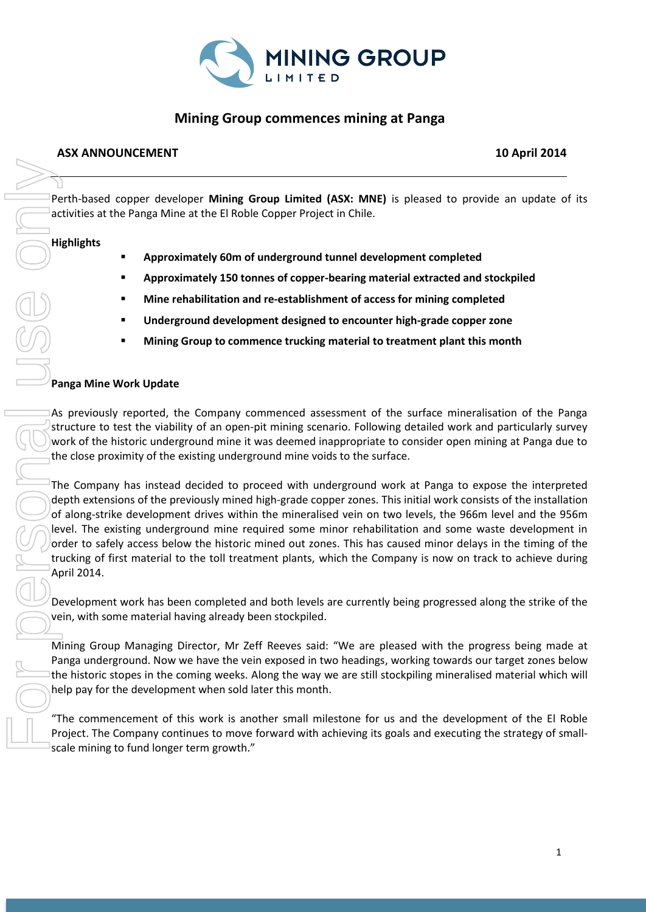# Mining Group commences mining at Panga

**ASX ANNOUNCEMENT** **10 April 2014**

Perth-based copper developer **Mining Group Limited (ASX: MNE)** is pleased to provide an update of its activities at the Panga Mine at the El Roble Copper Project in Chile.

**Highlights**

- **Approximately 60m of underground tunnel development completed**
- **Approximately 150 tonnes of copper-bearing material extracted and stockpiled**
- **Mine rehabilitation and re-establishment of access for mining completed**
- **Underground development designed to encounter high-grade copper zone**
- **Mining Group to commence trucking material to treatment plant this month**

**Panga Mine Work Update**

As previously reported, the Company commenced assessment of the surface mineralisation of the Panga structure to test the viability of an open-pit mining scenario. Following detailed work and particularly survey work of the historic underground mine it was deemed inappropriate to consider open mining at Panga due to the close proximity of the existing underground mine voids to the surface.

The Company has instead decided to proceed with underground work at Panga to expose the interpreted depth extensions of the previously mined high-grade copper zones. This initial work consists of the installation of along-strike development drives within the mineralised vein on two levels, the 966m level and the 956m level. The existing underground mine required some minor rehabilitation and some waste development in order to safely access below the historic mined out zones. This has caused minor delays in the timing of the trucking of first material to the toll treatment plants, which the Company is now on track to achieve during April 2014.

Development work has been completed and both levels are currently being progressed along the strike of the vein, with some material having already been stockpiled.

Mining Group Managing Director, Mr Zeff Reeves said: "We are pleased with the progress being made at Panga underground. Now we have the vein exposed in two headings, working towards our target zones below the historic stopes in the coming weeks. Along the way we are still stockpiling mineralised material which will help pay for the development when sold later this month.

"The commencement of this work is another small milestone for us and the development of the El Roble Project. The Company continues to move forward with achieving its goals and executing the strategy of small-scale mining to fund longer term growth."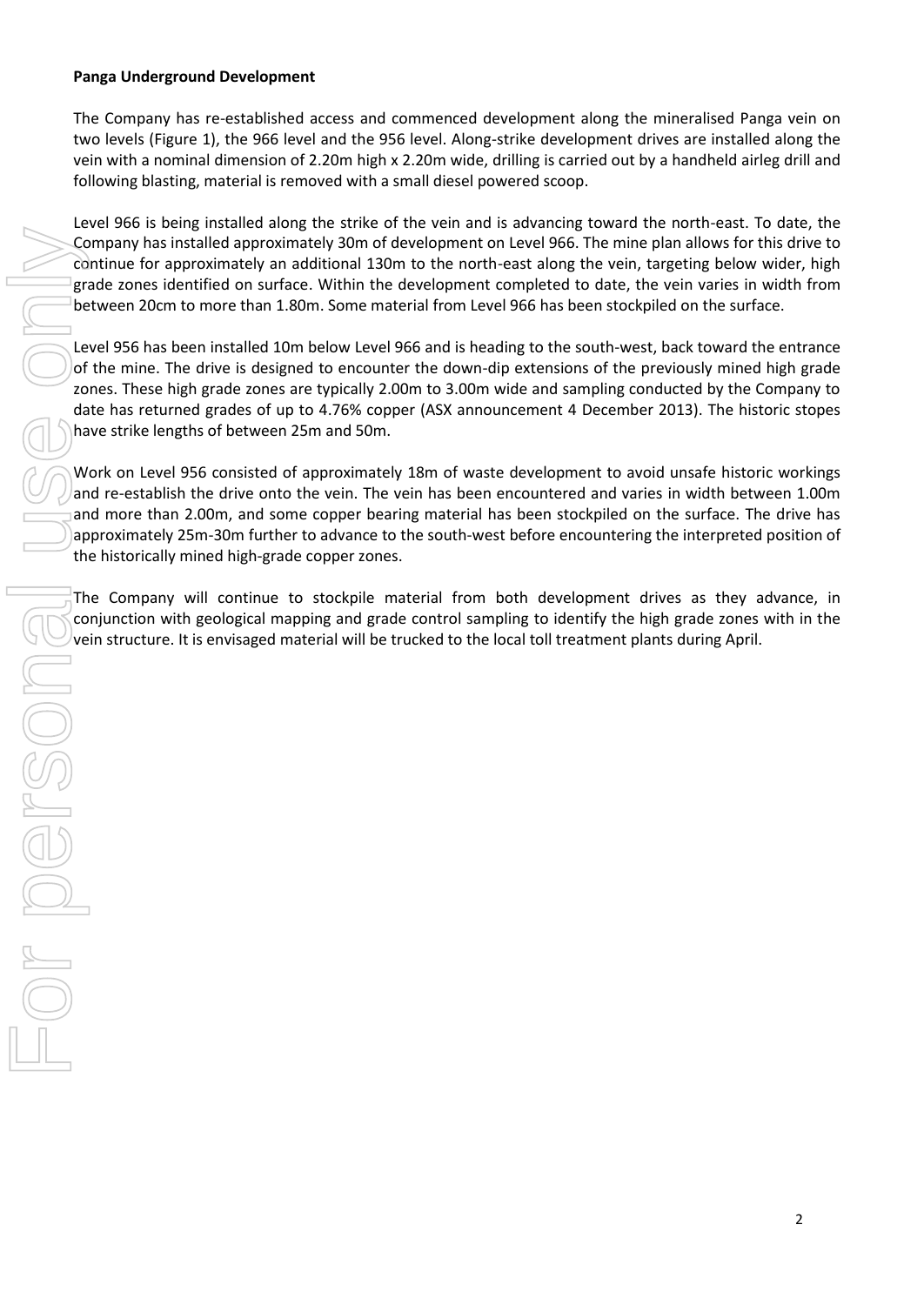**Panga Underground Development**

The Company has re-established access and commenced development along the mineralised Panga vein on two levels (Figure 1), the 966 level and the 956 level. Along-strike development drives are installed along the vein with a nominal dimension of 2.20m high x 2.20m wide, drilling is carried out by a handheld airleg drill and following blasting, material is removed with a small diesel powered scoop.

Level 966 is being installed along the strike of the vein and is advancing toward the north-east. To date, the Company has installed approximately 30m of development on Level 966. The mine plan allows for this drive to continue for approximately an additional 130m to the north-east along the vein, targeting below wider, high grade zones identified on surface. Within the development completed to date, the vein varies in width from between 20cm to more than 1.80m. Some material from Level 966 has been stockpiled on the surface.

Level 956 has been installed 10m below Level 966 and is heading to the south-west, back toward the entrance of the mine. The drive is designed to encounter the down-dip extensions of the previously mined high grade zones. These high grade zones are typically 2.00m to 3.00m wide and sampling conducted by the Company to date has returned grades of up to 4.76% copper (ASX announcement 4 December 2013). The historic stopes have strike lengths of between 25m and 50m.

Work on Level 956 consisted of approximately 18m of waste development to avoid unsafe historic workings and re-establish the drive onto the vein. The vein has been encountered and varies in width between 1.00m and more than 2.00m, and some copper bearing material has been stockpiled on the surface. The drive has approximately 25m-30m further to advance to the south-west before encountering the interpreted position of the historically mined high-grade copper zones.

The Company will continue to stockpile material from both development drives as they advance, in conjunction with geological mapping and grade control sampling to identify the high grade zones with in the vein structure. It is envisaged material will be trucked to the local toll treatment plants during April.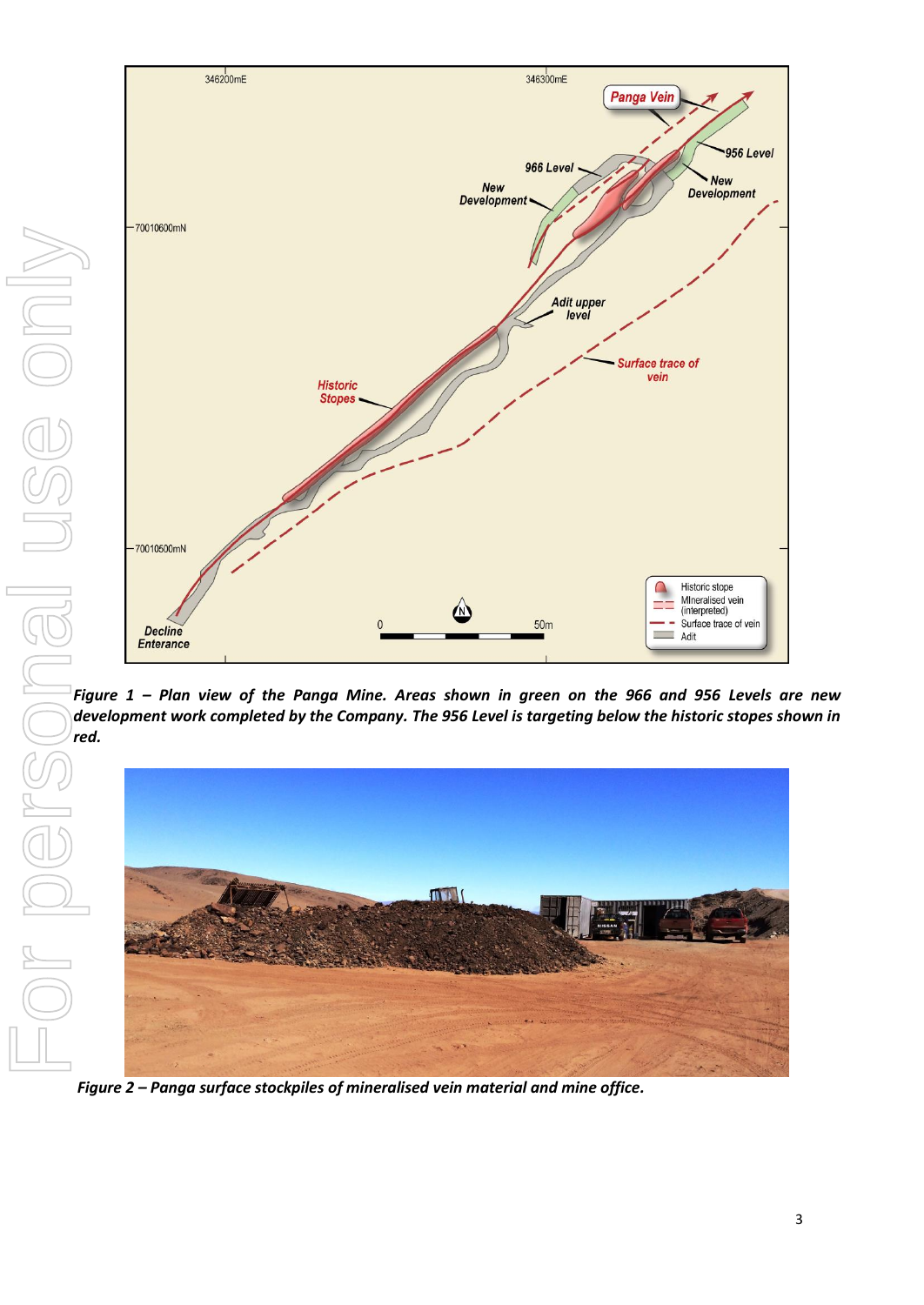*Figure 1 – Plan view of the Panga Mine. Areas shown in green on the 966 and 956 Levels are new development work completed by the Company. The 956 Level is targeting below the historic stopes shown in red.*

*Figure 2 – Panga surface stockpiles of mineralised vein material and mine office.*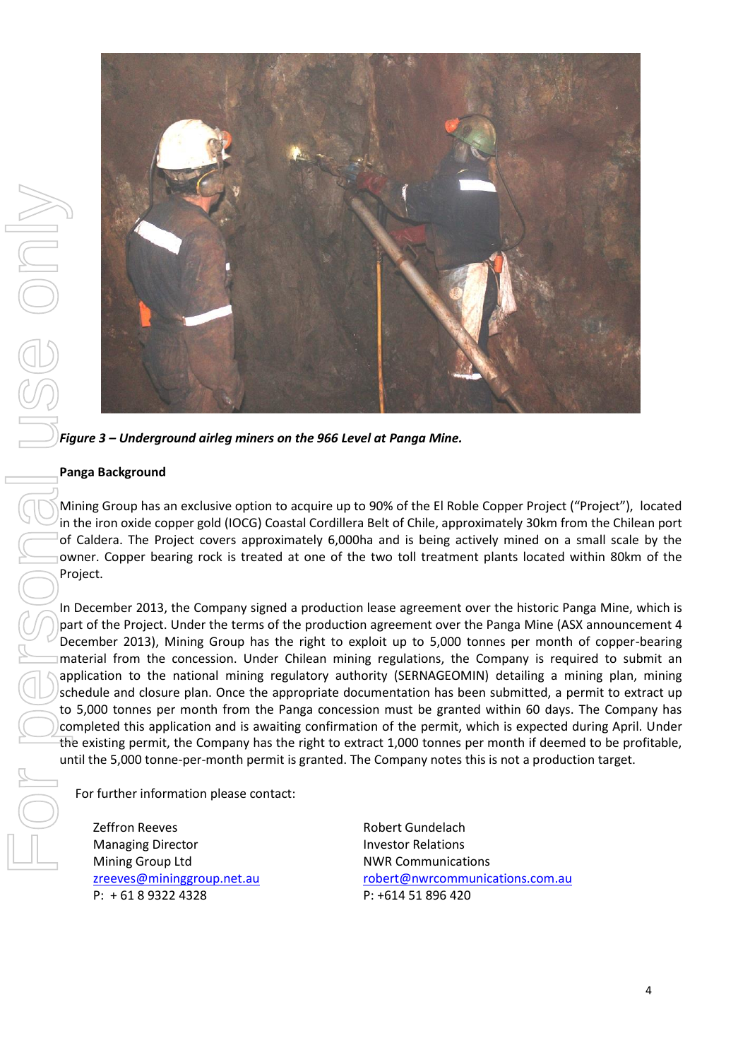*Figure 3 – Underground airleg miners on the 966 Level at Panga Mine.*

**Panga Background**

Mining Group has an exclusive option to acquire up to 90% of the El Roble Copper Project ("Project"), located in the iron oxide copper gold (IOCG) Coastal Cordillera Belt of Chile, approximately 30km from the Chilean port of Caldera. The Project covers approximately 6,000ha and is being actively mined on a small scale by the owner. Copper bearing rock is treated at one of the two toll treatment plants located within 80km of the Project.

In December 2013, the Company signed a production lease agreement over the historic Panga Mine, which is part of the Project. Under the terms of the production agreement over the Panga Mine (ASX announcement 4 December 2013), Mining Group has the right to exploit up to 5,000 tonnes per month of copper-bearing material from the concession. Under Chilean mining regulations, the Company is required to submit an application to the national mining regulatory authority (SERNAGEOMIN) detailing a mining plan, mining schedule and closure plan. Once the appropriate documentation has been submitted, a permit to extract up to 5,000 tonnes per month from the Panga concession must be granted within 60 days. The Company has completed this application and is awaiting confirmation of the permit, which is expected during April. Under the existing permit, the Company has the right to extract 1,000 tonnes per month if deemed to be profitable, until the 5,000 tonne-per-month permit is granted. The Company notes this is not a production target.

For further information please contact:

Zeffron Reeves
Managing Director
Mining Group Ltd
zreeves@mininggroup.net.au
P: + 61 8 9322 4328

Robert Gundelach
Investor Relations
NWR Communications
robert@nwrcommunications.com.au
P: +614 51 896 420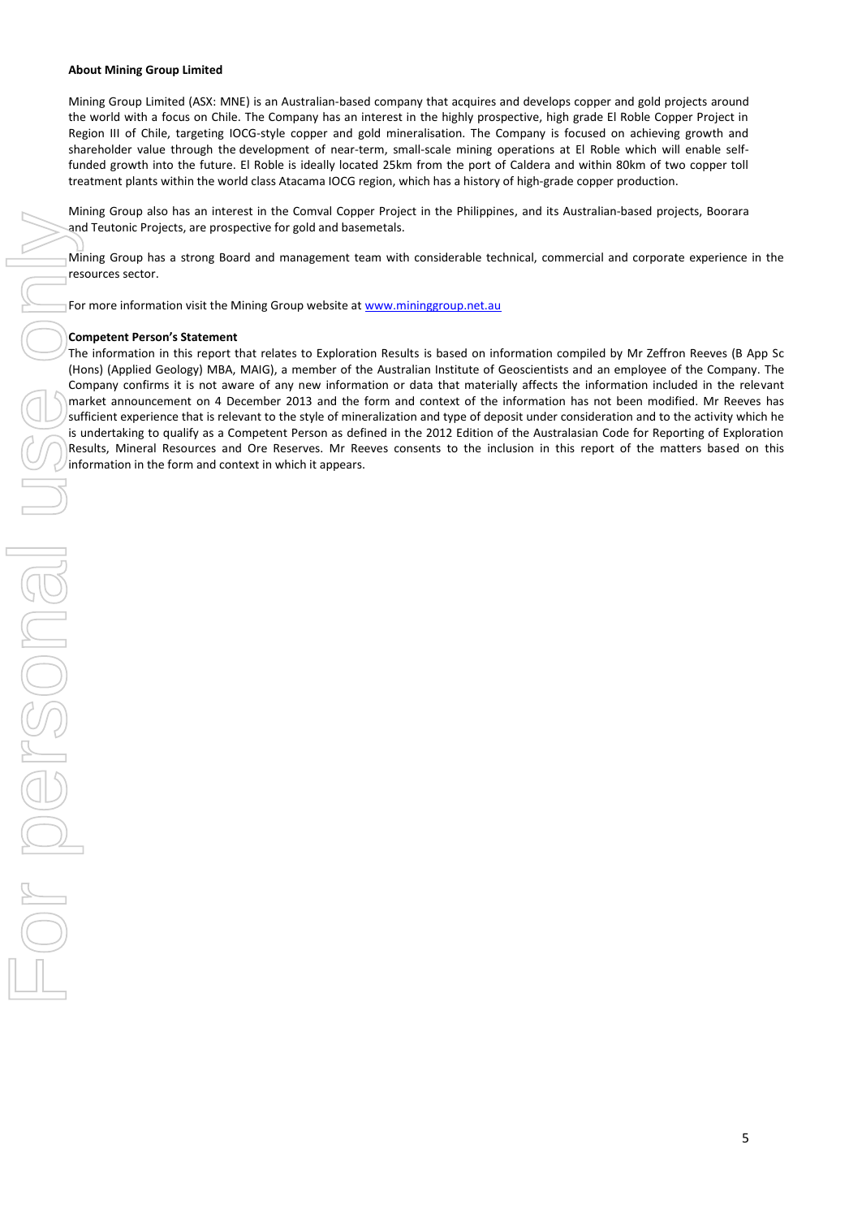**About Mining Group Limited**

Mining Group Limited (ASX: MNE) is an Australian-based company that acquires and develops copper and gold projects around the world with a focus on Chile. The Company has an interest in the highly prospective, high grade El Roble Copper Project in Region III of Chile, targeting IOCG-style copper and gold mineralisation. The Company is focused on achieving growth and shareholder value through the development of near-term, small-scale mining operations at El Roble which will enable self-funded growth into the future. El Roble is ideally located 25km from the port of Caldera and within 80km of two copper toll treatment plants within the world class Atacama IOCG region, which has a history of high-grade copper production.

Mining Group also has an interest in the Comval Copper Project in the Philippines, and its Australian-based projects, Boorara and Teutonic Projects, are prospective for gold and basemetals.

Mining Group has a strong Board and management team with considerable technical, commercial and corporate experience in the resources sector.

For more information visit the Mining Group website at www.mininggroup.net.au

**Competent Person's Statement**

The information in this report that relates to Exploration Results is based on information compiled by Mr Zeffron Reeves (B App Sc (Hons) (Applied Geology) MBA, MAIG), a member of the Australian Institute of Geoscientists and an employee of the Company. The Company confirms it is not aware of any new information or data that materially affects the information included in the relevant market announcement on 4 December 2013 and the form and context of the information has not been modified. Mr Reeves has sufficient experience that is relevant to the style of mineralization and type of deposit under consideration and to the activity which he is undertaking to qualify as a Competent Person as defined in the 2012 Edition of the Australasian Code for Reporting of Exploration Results, Mineral Resources and Ore Reserves. Mr Reeves consents to the inclusion in this report of the matters based on this information in the form and context in which it appears.